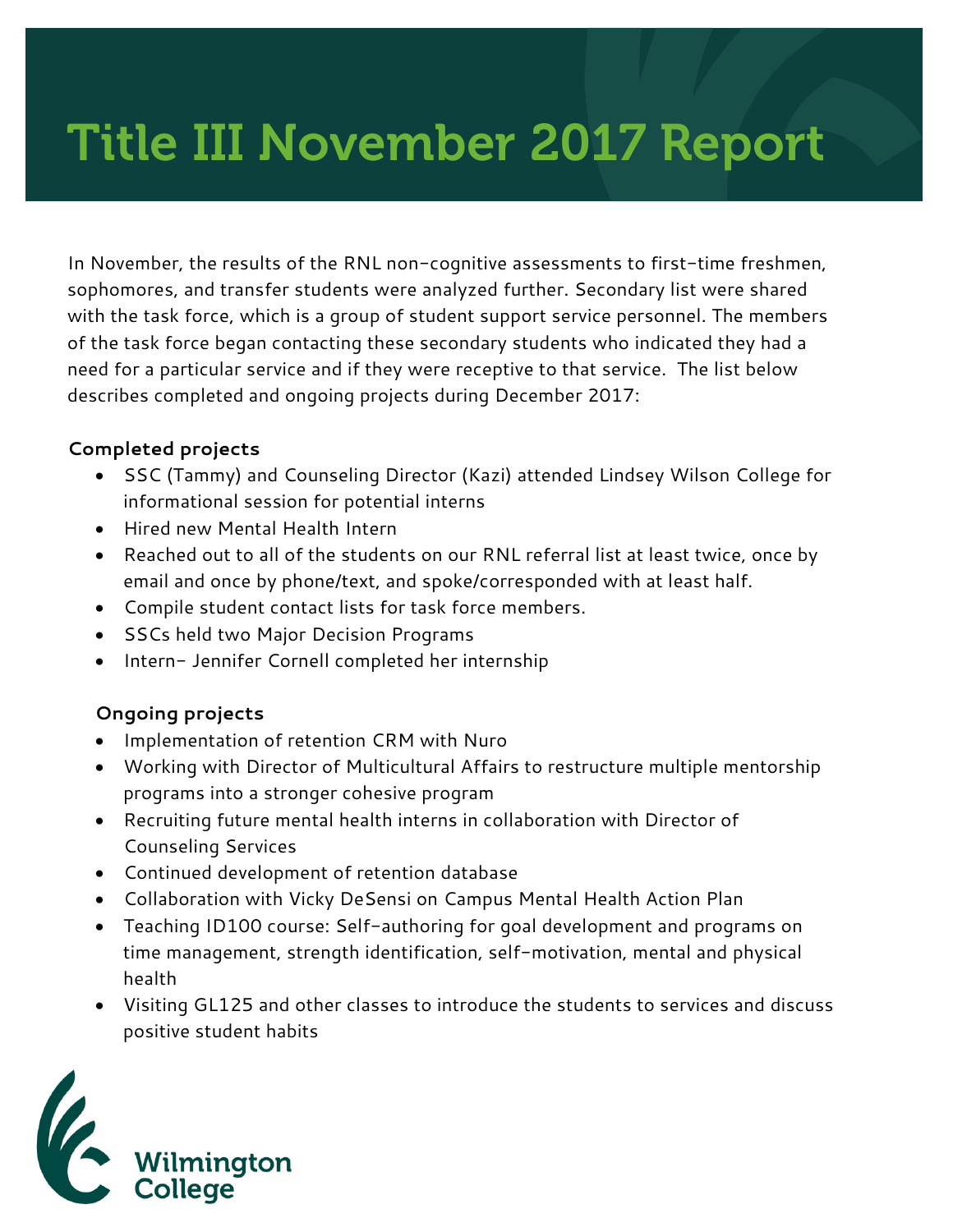# Title III November 2017 Report

In November, the results of the RNL non-cognitive assessments to first-time freshmen, sophomores, and transfer students were analyzed further. Secondary list were shared with the task force, which is a group of student support service personnel. The members of the task force began contacting these secondary students who indicated they had a need for a particular service and if they were receptive to that service. The list below describes completed and ongoing projects during December 2017:

**Completed projects**

- SSC (Tammy) and Counseling Director (Kazi) attended Lindsey Wilson College for informational session for potential interns
- Hired new Mental Health Intern
- Reached out to all of the students on our RNL referral list at least twice, once by email and once by phone/text, and spoke/corresponded with at least half.
- Compile student contact lists for task force members.
- SSCs held two Major Decision Programs
- Intern- Jennifer Cornell completed her internship

**Ongoing projects**

- Implementation of retention CRM with Nuro
- Working with Director of Multicultural Affairs to restructure multiple mentorship programs into a stronger cohesive program
- Recruiting future mental health interns in collaboration with Director of Counseling Services
- Continued development of retention database
- Collaboration with Vicky DeSensi on Campus Mental Health Action Plan
- Teaching ID100 course: Self-authoring for goal development and programs on time management, strength identification, self-motivation, mental and physical health
- Visiting GL125 and other classes to introduce the students to services and discuss positive student habits

Wilmington College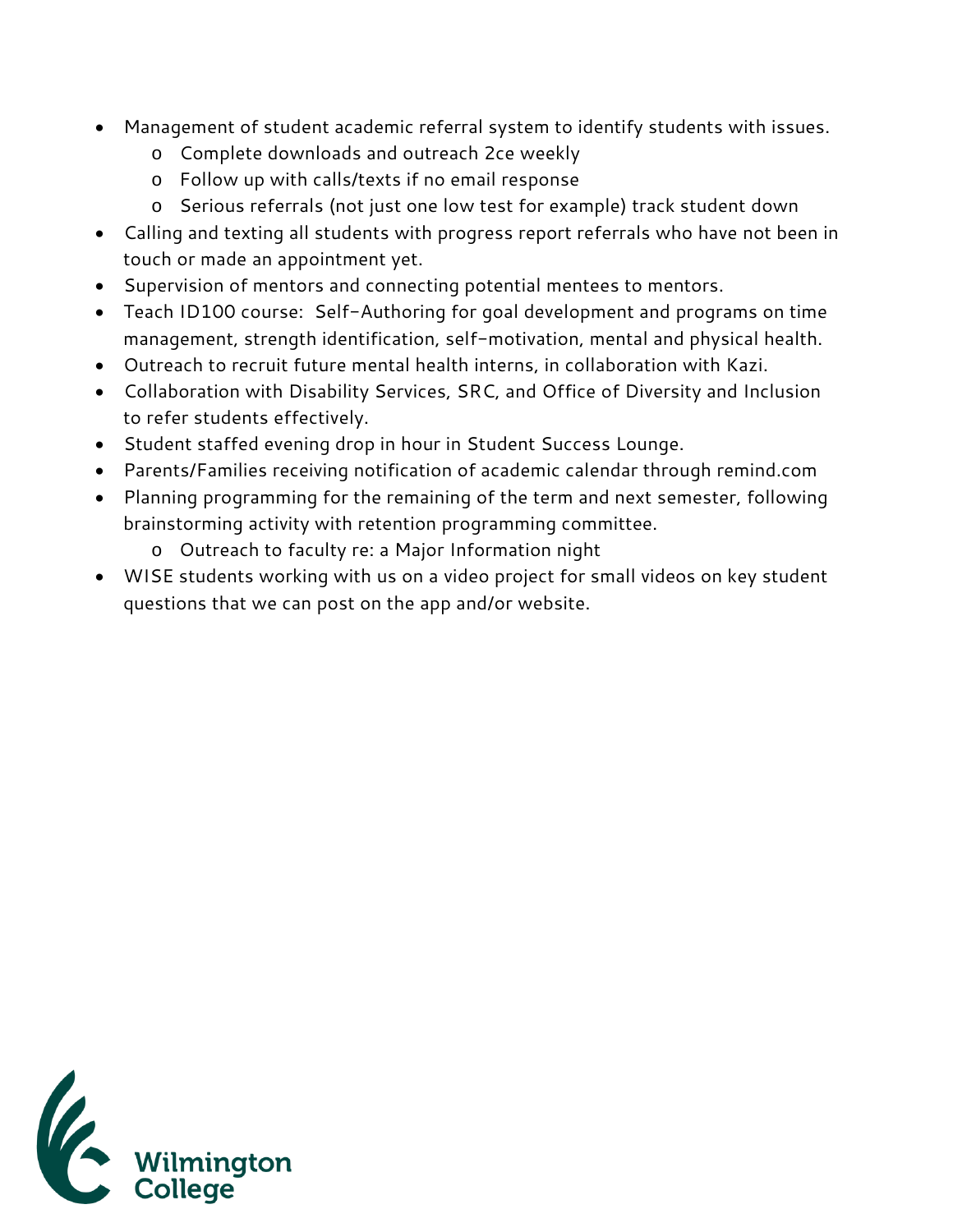- Management of student academic referral system to identify students with issues.
  - Complete downloads and outreach 2ce weekly
  - Follow up with calls/texts if no email response
  - Serious referrals (not just one low test for example) track student down
- Calling and texting all students with progress report referrals who have not been in touch or made an appointment yet.
- Supervision of mentors and connecting potential mentees to mentors.
- Teach ID100 course: Self-Authoring for goal development and programs on time management, strength identification, self-motivation, mental and physical health.
- Outreach to recruit future mental health interns, in collaboration with Kazi.
- Collaboration with Disability Services, SRC, and Office of Diversity and Inclusion to refer students effectively.
- Student staffed evening drop in hour in Student Success Lounge.
- Parents/Families receiving notification of academic calendar through remind.com
- Planning programming for the remaining of the term and next semester, following brainstorming activity with retention programming committee.
  - Outreach to faculty re: a Major Information night
- WISE students working with us on a video project for small videos on key student questions that we can post on the app and/or website.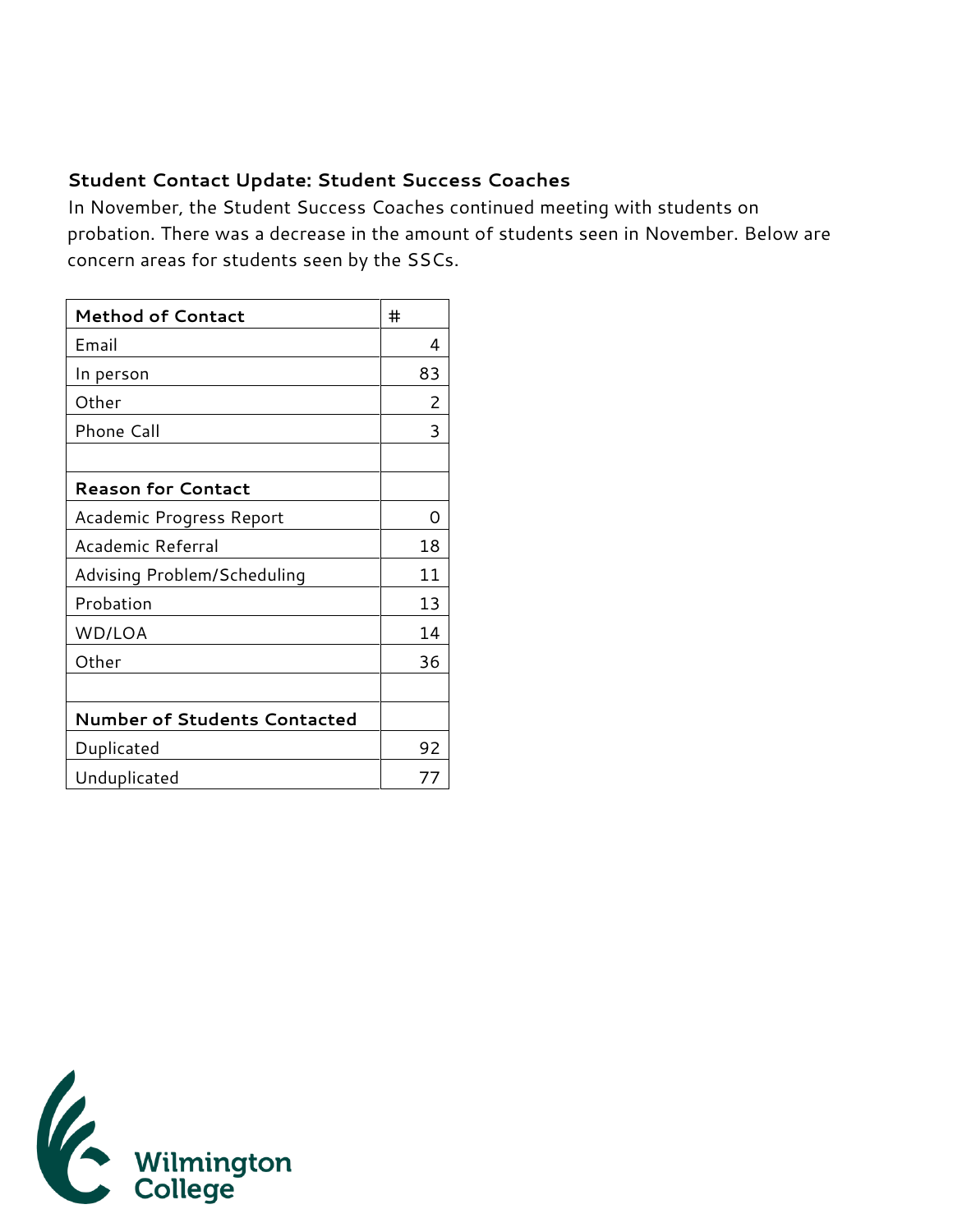### Student Contact Update: Student Success Coaches

In November, the Student Success Coaches continued meeting with students on probation. There was a decrease in the amount of students seen in November. Below are concern areas for students seen by the SSCs.

| **Method of Contact** | # |
|---|---|
| Email | 4 |
| In person | 83 |
| Other | 2 |
| Phone Call | 3 |
| | |
| **Reason for Contact** | |
| Academic Progress Report | 0 |
| Academic Referral | 18 |
| Advising Problem/Scheduling | 11 |
| Probation | 13 |
| WD/LOA | 14 |
| Other | 36 |
| | |
| **Number of Students Contacted** | |
| Duplicated | 92 |
| Unduplicated | 77 |

Wilmington College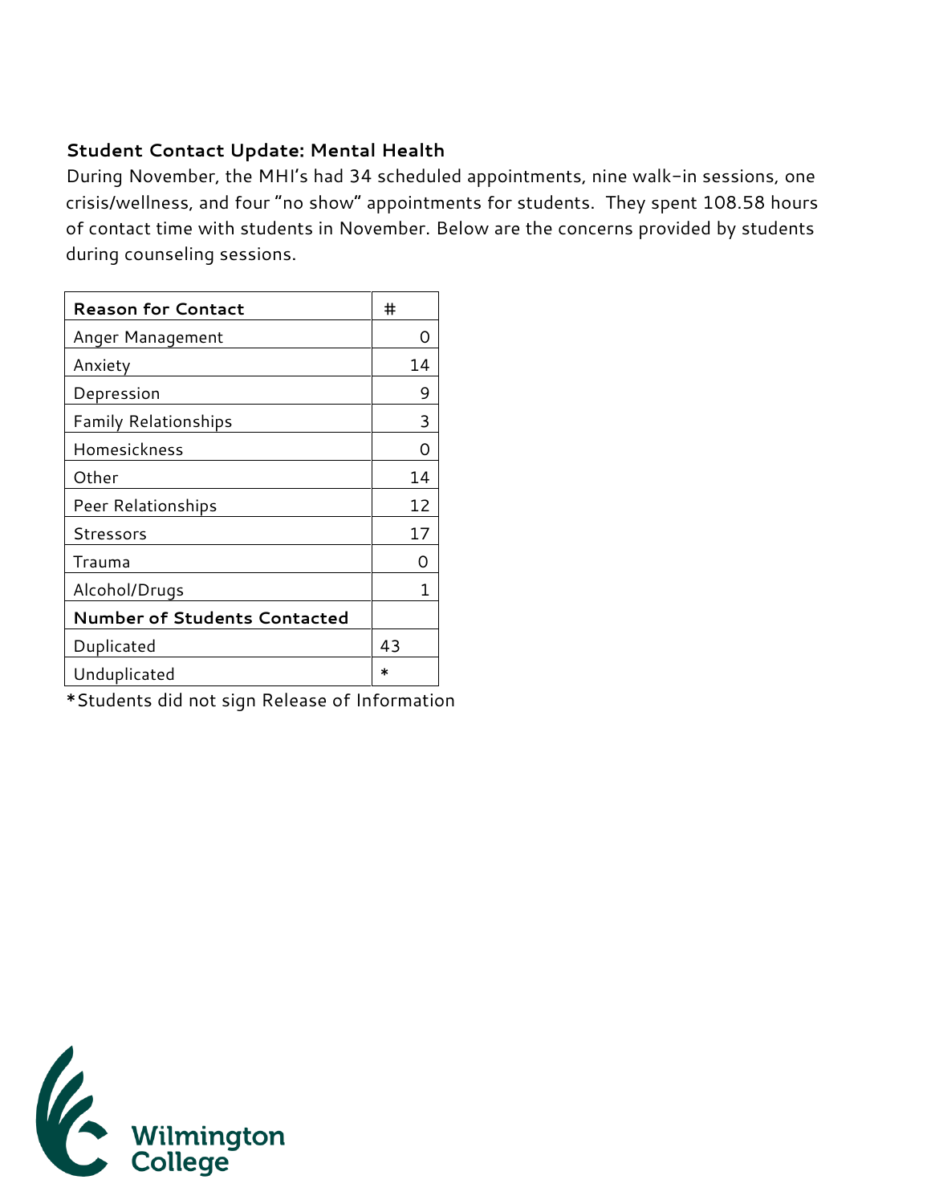## Student Contact Update: Mental Health

During November, the MHI's had 34 scheduled appointments, nine walk-in sessions, one crisis/wellness, and four "no show" appointments for students. They spent 108.58 hours of contact time with students in November. Below are the concerns provided by students during counseling sessions.

| **Reason for Contact** | # |
|---|---|
| Anger Management | 0 |
| Anxiety | 14 |
| Depression | 9 |
| Family Relationships | 3 |
| Homesickness | 0 |
| Other | 14 |
| Peer Relationships | 12 |
| Stressors | 17 |
| Trauma | 0 |
| Alcohol/Drugs | 1 |
| **Number of Students Contacted** | |
| Duplicated | 43 |
| Unduplicated | * |

*Students did not sign Release of Information

Wilmington College